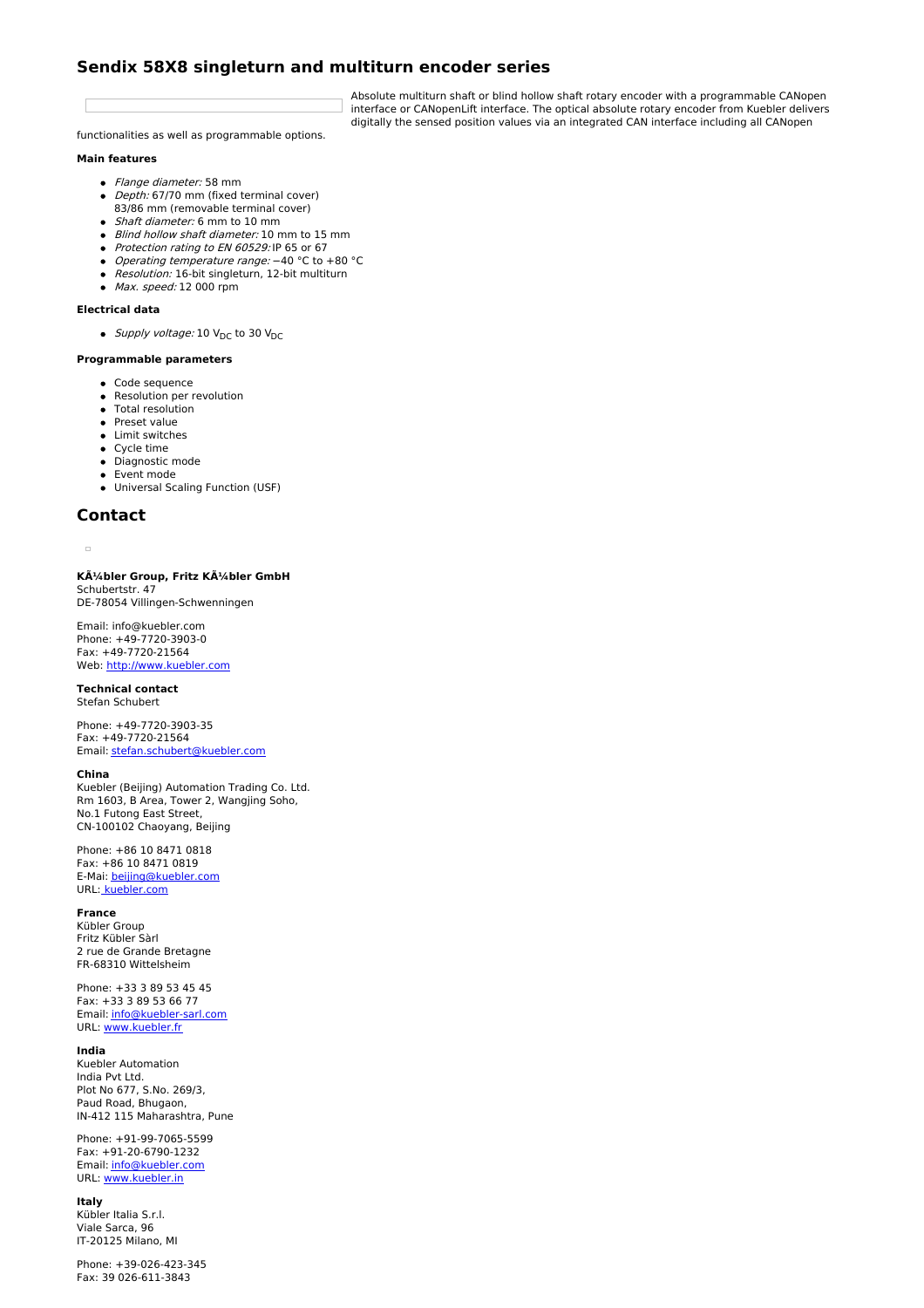# Sendix 58X8 singleturn and multiturn encoder series

Absolute multiturn shaft or blind hollow shaft rotary encoder with a programmable CANopen interface or CANopenLift interface. The optical absolute rotary encoder from Kuebler delivers digitally the sensed position values via an integrated CAN interface including all CANopen functionalities as well as programmable options.

### Main features

- *Flange diameter:* 58 mm
- *Depth:* 67/70 mm (fixed terminal cover) 83/86 mm (removable terminal cover)
- *Shaft diameter:* 6 mm to 10 mm
- *Blind hollow shaft diameter:* 10 mm to 15 mm
- *Protection rating to EN 60529:* IP 65 or 67
- *Operating temperature range:* −40 °C to +80 °C
- *Resolution:* 16-bit singleturn, 12-bit multiturn
- *Max. speed:* 12 000 rpm

### Electrical data

- *Supply voltage:* 10 $V_{DC}$ to 30 $V_{DC}$

### Programmable parameters

- Code sequence
- Resolution per revolution
- Total resolution
- Preset value
- Limit switches
- Cycle time
- Diagnostic mode
- Event mode
- Universal Scaling Function (USF)

## Contact

**KÃ¼bler Group, Fritz KÃ¼bler GmbH**
Schubertstr. 47
DE-78054 Villingen-Schwenningen

Email: info@kuebler.com
Phone: +49-7720-3903-0
Fax: +49-7720-21564
Web: http://www.kuebler.com

**Technical contact**
Stefan Schubert

Phone: +49-7720-3903-35
Fax: +49-7720-21564
Email: stefan.schubert@kuebler.com

**China**
Kuebler (Beijing) Automation Trading Co. Ltd.
Rm 1603, B Area, Tower 2, Wangjing Soho,
No.1 Futong East Street,
CN-100102 Chaoyang, Beijing

Phone: +86 10 8471 0818
Fax: +86 10 8471 0819
E-Mai: beijing@kuebler.com
URL: kuebler.com

**France**
Kübler Group
Fritz Kübler Sàrl
2 rue de Grande Bretagne
FR-68310 Wittelsheim

Phone: +33 3 89 53 45 45
Fax: +33 3 89 53 66 77
Email: info@kuebler-sarl.com
URL: www.kuebler.fr

**India**
Kuebler Automation
India Pvt Ltd.
Plot No 677, S.No. 269/3,
Paud Road, Bhugaon,
IN-412 115 Maharashtra, Pune

Phone: +91-99-7065-5599
Fax: +91-20-6790-1232
Email: info@kuebler.com
URL: www.kuebler.in

**Italy**
Kübler Italia S.r.l.
Viale Sarca, 96
IT-20125 Milano, MI

Phone: +39-026-423-345
Fax: 39 026-611-3843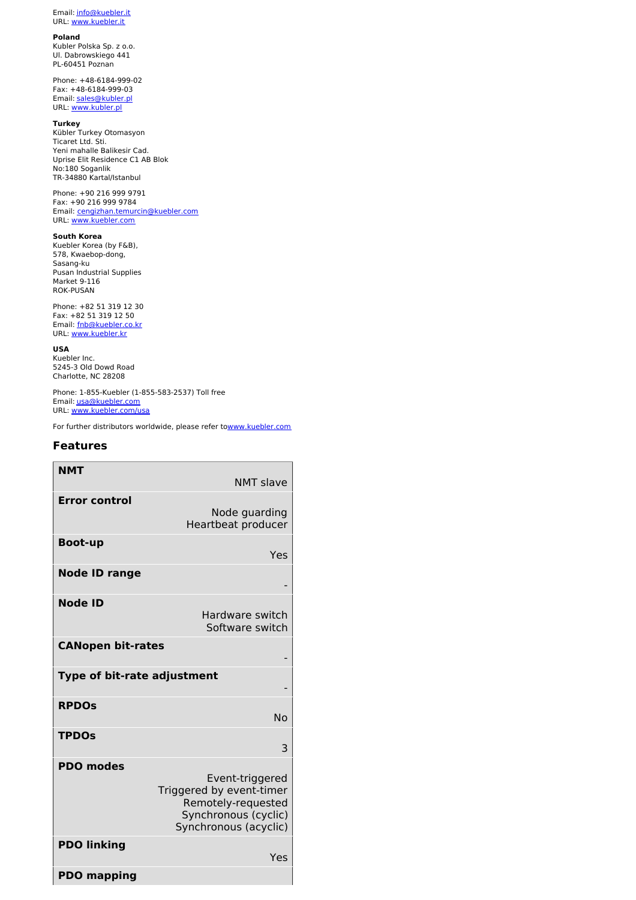Email: info@kuebler.it
URL: www.kuebler.it

**Poland**
Kubler Polska Sp. z o.o.
Ul. Dabrowskiego 441
PL-60451 Poznan

Phone: +48-6184-999-02
Fax: +48-6184-999-03
Email: sales@kubler.pl
URL: www.kubler.pl

**Turkey**
Kübler Turkey Otomasyon
Ticaret Ltd. Sti.
Yeni mahalle Balikesir Cad.
Uprise Elit Residence C1 AB Blok
No:180 Soganlik
TR-34880 Kartal/Istanbul

Phone: +90 216 999 9791
Fax: +90 216 999 9784
Email: cengizhan.temurcin@kuebler.com
URL: www.kuebler.com

**South Korea**
Kuebler Korea (by F&B),
578, Kwaebop-dong,
Sasang-ku
Pusan Industrial Supplies
Market 9-116
ROK-PUSAN

Phone: +82 51 319 12 30
Fax: +82 51 319 12 50
Email: fnb@kuebler.co.kr
URL: www.kuebler.kr

**USA**
Kuebler Inc.
5245-3 Old Dowd Road
Charlotte, NC 28208

Phone: 1-855-Kuebler (1-855-583-2537) Toll free
Email: usa@kuebler.com
URL: www.kuebler.com/usa

For further distributors worldwide, please refer towww.kuebler.com

## Features

| | |
|---|---|
| **NMT** | NMT slave |
| **Error control** | Node guarding<br>Heartbeat producer |
| **Boot-up** | Yes |
| **Node ID range** | - |
| **Node ID** | Hardware switch<br>Software switch |
| **CANopen bit-rates** | - |
| **Type of bit-rate adjustment** | - |
| **RPDOs** | No |
| **TPDOs** | 3 |
| **PDO modes** | Event-triggered<br>Triggered by event-timer<br>Remotely-requested<br>Synchronous (cyclic)<br>Synchronous (acyclic) |
| **PDO linking** | Yes |
| **PDO mapping** | |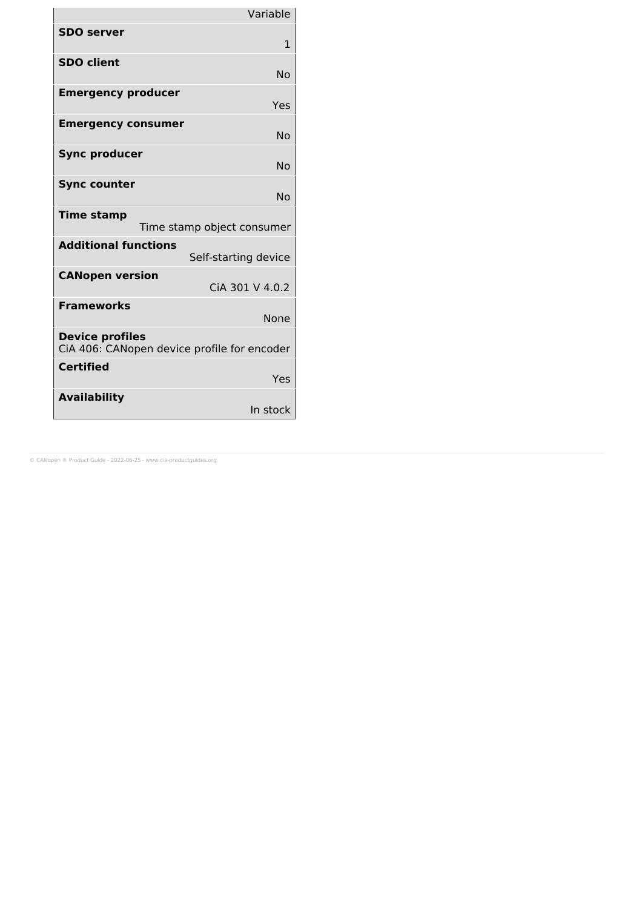| | |
|---|---|
| | Variable |
| **SDO server** | 1 |
| **SDO client** | No |
| **Emergency producer** | Yes |
| **Emergency consumer** | No |
| **Sync producer** | No |
| **Sync counter** | No |
| **Time stamp** | Time stamp object consumer |
| **Additional functions** | Self-starting device |
| **CANopen version** | CiA 301 V 4.0.2 |
| **Frameworks** | None |
| **Device profiles** | CiA 406: CANopen device profile for encoder |
| **Certified** | Yes |
| **Availability** | In stock |

© CANopen ® Product Guide - 2022-06-25 - www.cia-productguides.org